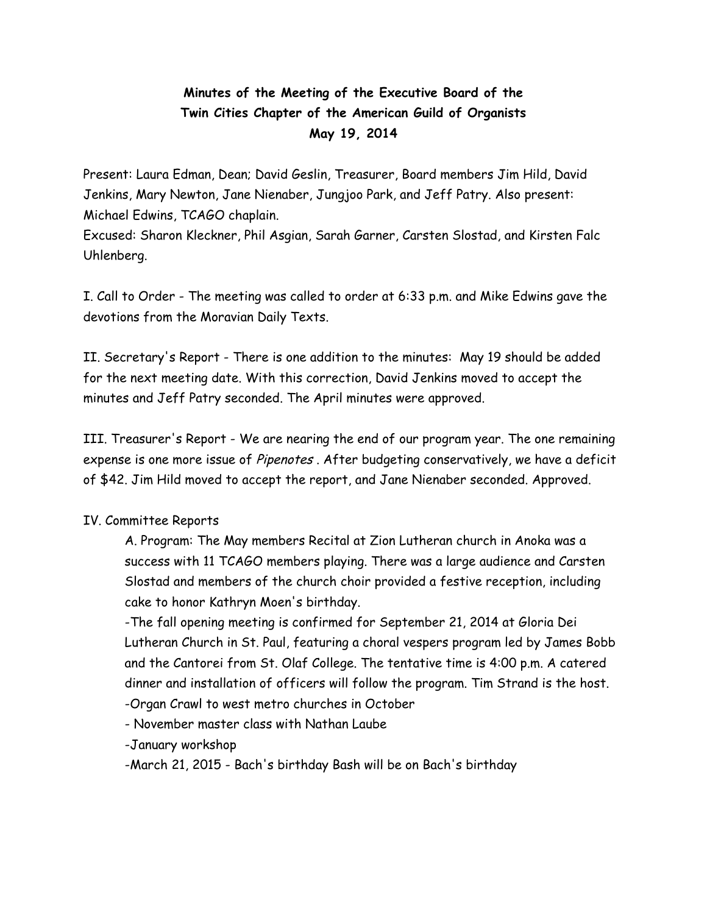**Minutes of the Meeting of the Executive Board of the Twin Cities Chapter of the American Guild of Organists May 19, 2014**

Present: Laura Edman, Dean; David Geslin, Treasurer, Board members Jim Hild, David Jenkins, Mary Newton, Jane Nienaber, Jungjoo Park, and Jeff Patry. Also present: Michael Edwins, TCAGO chaplain.
Excused: Sharon Kleckner, Phil Asgian, Sarah Garner, Carsten Slostad, and Kirsten Falc Uhlenberg.

I. Call to Order - The meeting was called to order at 6:33 p.m. and Mike Edwins gave the devotions from the Moravian Daily Texts.

II. Secretary's Report - There is one addition to the minutes: May 19 should be added for the next meeting date. With this correction, David Jenkins moved to accept the minutes and Jeff Patry seconded. The April minutes were approved.

III. Treasurer's Report - We are nearing the end of our program year. The one remaining expense is one more issue of *Pipenotes* . After budgeting conservatively, we have a deficit of $42. Jim Hild moved to accept the report, and Jane Nienaber seconded. Approved.

IV. Committee Reports

A. Program: The May members Recital at Zion Lutheran church in Anoka was a success with 11 TCAGO members playing. There was a large audience and Carsten Slostad and members of the church choir provided a festive reception, including cake to honor Kathryn Moen's birthday.

-The fall opening meeting is confirmed for September 21, 2014 at Gloria Dei Lutheran Church in St. Paul, featuring a choral vespers program led by James Bobb and the Cantorei from St. Olaf College. The tentative time is 4:00 p.m. A catered dinner and installation of officers will follow the program. Tim Strand is the host.

-Organ Crawl to west metro churches in October

- November master class with Nathan Laube

-January workshop

-March 21, 2015 - Bach's birthday Bash will be on Bach's birthday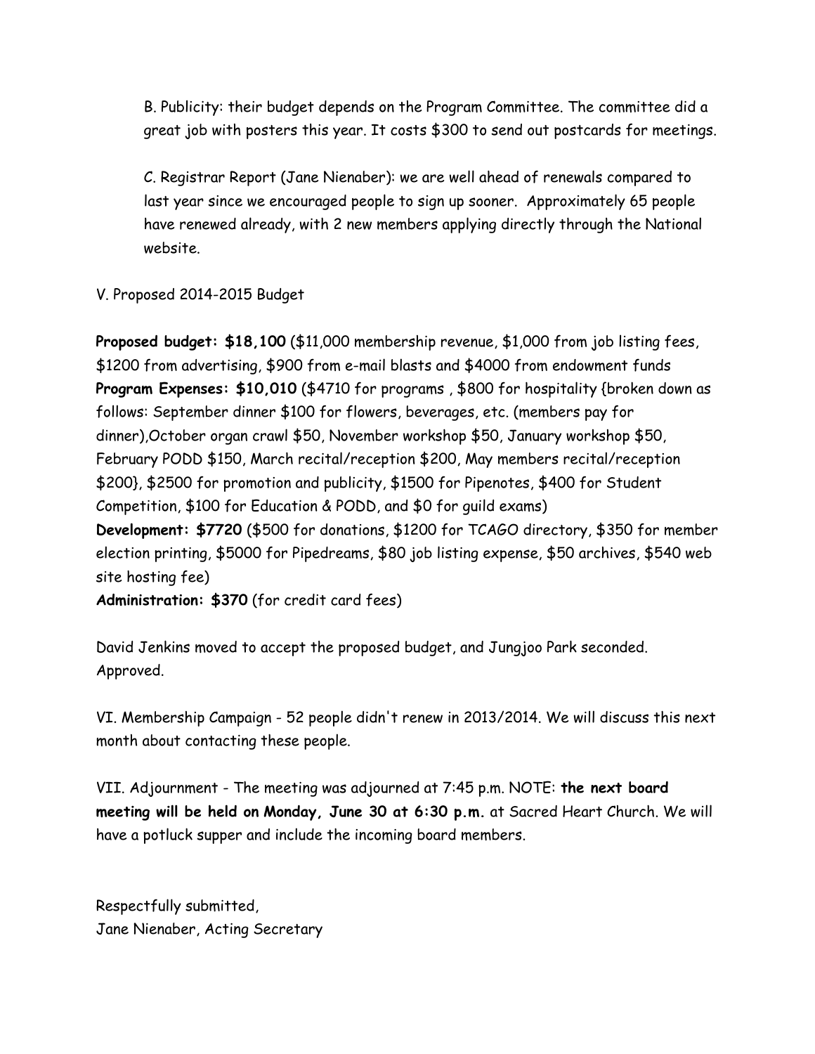B. Publicity: their budget depends on the Program Committee. The committee did a great job with posters this year. It costs $300 to send out postcards for meetings.

C. Registrar Report (Jane Nienaber): we are well ahead of renewals compared to last year since we encouraged people to sign up sooner. Approximately 65 people have renewed already, with 2 new members applying directly through the National website.

V. Proposed 2014-2015 Budget

**Proposed budget: $18,100** ($11,000 membership revenue, $1,000 from job listing fees, $1200 from advertising, $900 from e-mail blasts and $4000 from endowment funds
**Program Expenses: $10,010** ($4710 for programs , $800 for hospitality {broken down as follows: September dinner $100 for flowers, beverages, etc. (members pay for dinner),October organ crawl $50, November workshop $50, January workshop $50, February PODD $150, March recital/reception $200, May members recital/reception $200}, $2500 for promotion and publicity, $1500 for Pipenotes, $400 for Student Competition, $100 for Education & PODD, and $0 for guild exams)
**Development: $7720** ($500 for donations, $1200 for TCAGO directory, $350 for member election printing, $5000 for Pipedreams, $80 job listing expense, $50 archives, $540 web site hosting fee)
**Administration: $370** (for credit card fees)

David Jenkins moved to accept the proposed budget, and Jungjoo Park seconded. Approved.

VI. Membership Campaign - 52 people didn't renew in 2013/2014. We will discuss this next month about contacting these people.

VII. Adjournment - The meeting was adjourned at 7:45 p.m. NOTE: **the next board meeting will be held on Monday, June 30 at 6:30 p.m.** at Sacred Heart Church. We will have a potluck supper and include the incoming board members.

Respectfully submitted,
Jane Nienaber, Acting Secretary